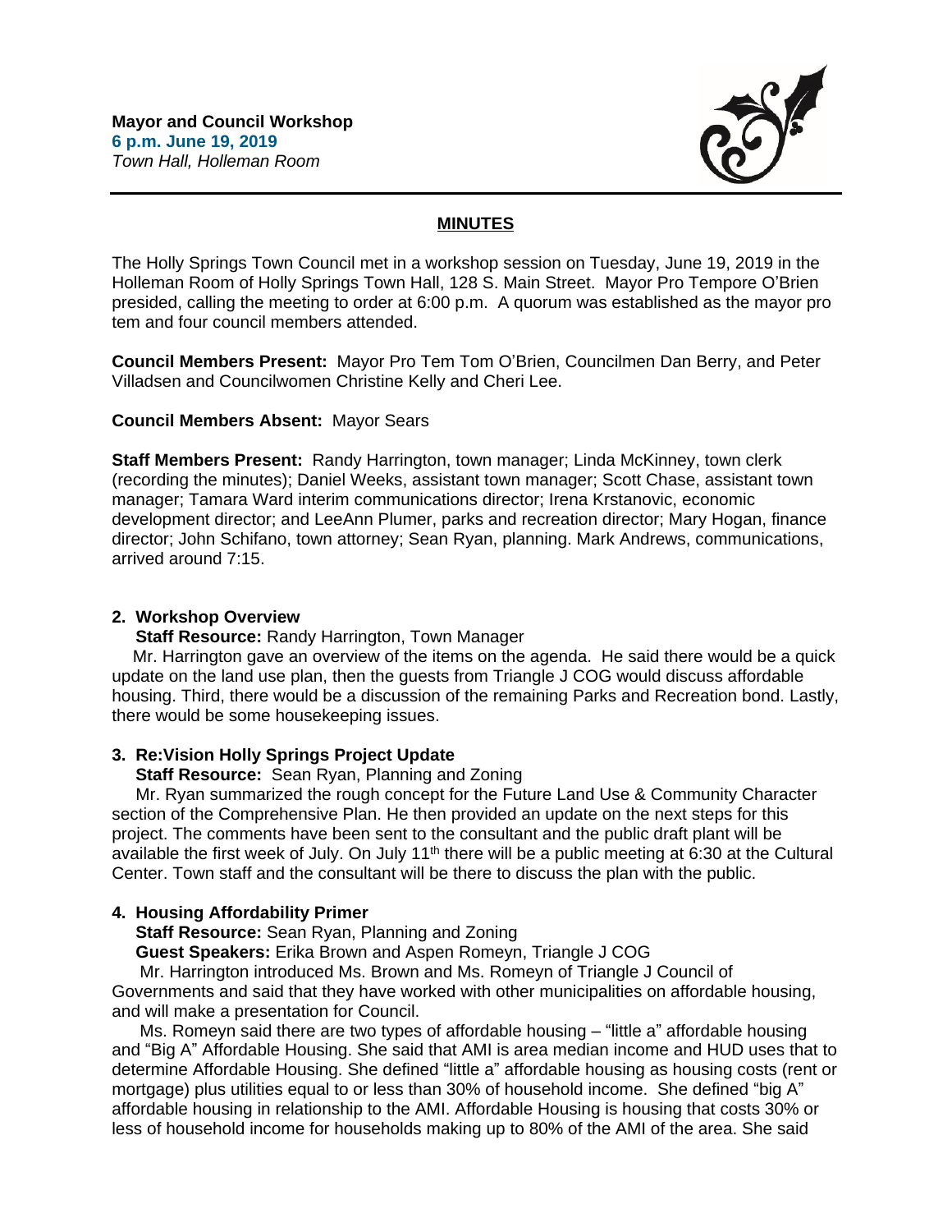**Mayor and Council Workshop**
**6 p.m. June 19, 2019**
*Town Hall, Holleman Room*

**MINUTES**

The Holly Springs Town Council met in a workshop session on Tuesday, June 19, 2019 in the Holleman Room of Holly Springs Town Hall, 128 S. Main Street. Mayor Pro Tempore O'Brien presided, calling the meeting to order at 6:00 p.m. A quorum was established as the mayor pro tem and four council members attended.

**Council Members Present:** Mayor Pro Tem Tom O'Brien, Councilmen Dan Berry, and Peter Villadsen and Councilwomen Christine Kelly and Cheri Lee.

**Council Members Absent:** Mayor Sears

**Staff Members Present:** Randy Harrington, town manager; Linda McKinney, town clerk (recording the minutes); Daniel Weeks, assistant town manager; Scott Chase, assistant town manager; Tamara Ward interim communications director; Irena Krstanovic, economic development director; and LeeAnn Plumer, parks and recreation director; Mary Hogan, finance director; John Schifano, town attorney; Sean Ryan, planning. Mark Andrews, communications, arrived around 7:15.

**2. Workshop Overview**

**Staff Resource:** Randy Harrington, Town Manager

Mr. Harrington gave an overview of the items on the agenda. He said there would be a quick update on the land use plan, then the guests from Triangle J COG would discuss affordable housing. Third, there would be a discussion of the remaining Parks and Recreation bond. Lastly, there would be some housekeeping issues.

**3. Re:Vision Holly Springs Project Update**

**Staff Resource:** Sean Ryan, Planning and Zoning

Mr. Ryan summarized the rough concept for the Future Land Use & Community Character section of the Comprehensive Plan. He then provided an update on the next steps for this project. The comments have been sent to the consultant and the public draft plant will be available the first week of July. On July 11th there will be a public meeting at 6:30 at the Cultural Center. Town staff and the consultant will be there to discuss the plan with the public.

**4. Housing Affordability Primer**

**Staff Resource:** Sean Ryan, Planning and Zoning

**Guest Speakers:** Erika Brown and Aspen Romeyn, Triangle J COG

Mr. Harrington introduced Ms. Brown and Ms. Romeyn of Triangle J Council of Governments and said that they have worked with other municipalities on affordable housing, and will make a presentation for Council.

Ms. Romeyn said there are two types of affordable housing – "little a" affordable housing and "Big A" Affordable Housing. She said that AMI is area median income and HUD uses that to determine Affordable Housing. She defined "little a" affordable housing as housing costs (rent or mortgage) plus utilities equal to or less than 30% of household income. She defined "big A" affordable housing in relationship to the AMI. Affordable Housing is housing that costs 30% or less of household income for households making up to 80% of the AMI of the area. She said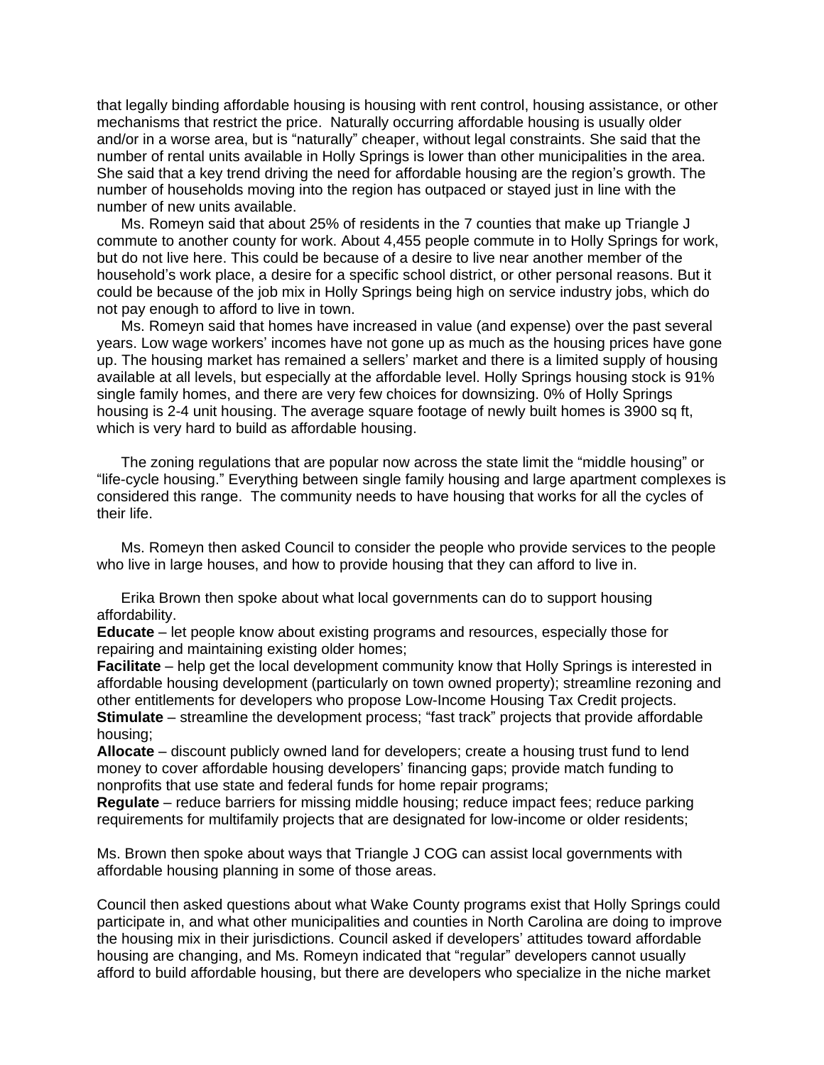that legally binding affordable housing is housing with rent control, housing assistance, or other mechanisms that restrict the price. Naturally occurring affordable housing is usually older and/or in a worse area, but is "naturally" cheaper, without legal constraints. She said that the number of rental units available in Holly Springs is lower than other municipalities in the area. She said that a key trend driving the need for affordable housing are the region's growth. The number of households moving into the region has outpaced or stayed just in line with the number of new units available.

Ms. Romeyn said that about 25% of residents in the 7 counties that make up Triangle J commute to another county for work. About 4,455 people commute in to Holly Springs for work, but do not live here. This could be because of a desire to live near another member of the household's work place, a desire for a specific school district, or other personal reasons. But it could be because of the job mix in Holly Springs being high on service industry jobs, which do not pay enough to afford to live in town.

Ms. Romeyn said that homes have increased in value (and expense) over the past several years. Low wage workers' incomes have not gone up as much as the housing prices have gone up. The housing market has remained a sellers' market and there is a limited supply of housing available at all levels, but especially at the affordable level. Holly Springs housing stock is 91% single family homes, and there are very few choices for downsizing. 0% of Holly Springs housing is 2-4 unit housing. The average square footage of newly built homes is 3900 sq ft, which is very hard to build as affordable housing.

The zoning regulations that are popular now across the state limit the "middle housing" or "life-cycle housing." Everything between single family housing and large apartment complexes is considered this range. The community needs to have housing that works for all the cycles of their life.

Ms. Romeyn then asked Council to consider the people who provide services to the people who live in large houses, and how to provide housing that they can afford to live in.

Erika Brown then spoke about what local governments can do to support housing affordability.

**Educate** – let people know about existing programs and resources, especially those for repairing and maintaining existing older homes;

**Facilitate** – help get the local development community know that Holly Springs is interested in affordable housing development (particularly on town owned property); streamline rezoning and other entitlements for developers who propose Low-Income Housing Tax Credit projects.

**Stimulate** – streamline the development process; "fast track" projects that provide affordable housing;

**Allocate** – discount publicly owned land for developers; create a housing trust fund to lend money to cover affordable housing developers' financing gaps; provide match funding to nonprofits that use state and federal funds for home repair programs;

**Regulate** – reduce barriers for missing middle housing; reduce impact fees; reduce parking requirements for multifamily projects that are designated for low-income or older residents;

Ms. Brown then spoke about ways that Triangle J COG can assist local governments with affordable housing planning in some of those areas.

Council then asked questions about what Wake County programs exist that Holly Springs could participate in, and what other municipalities and counties in North Carolina are doing to improve the housing mix in their jurisdictions. Council asked if developers' attitudes toward affordable housing are changing, and Ms. Romeyn indicated that "regular" developers cannot usually afford to build affordable housing, but there are developers who specialize in the niche market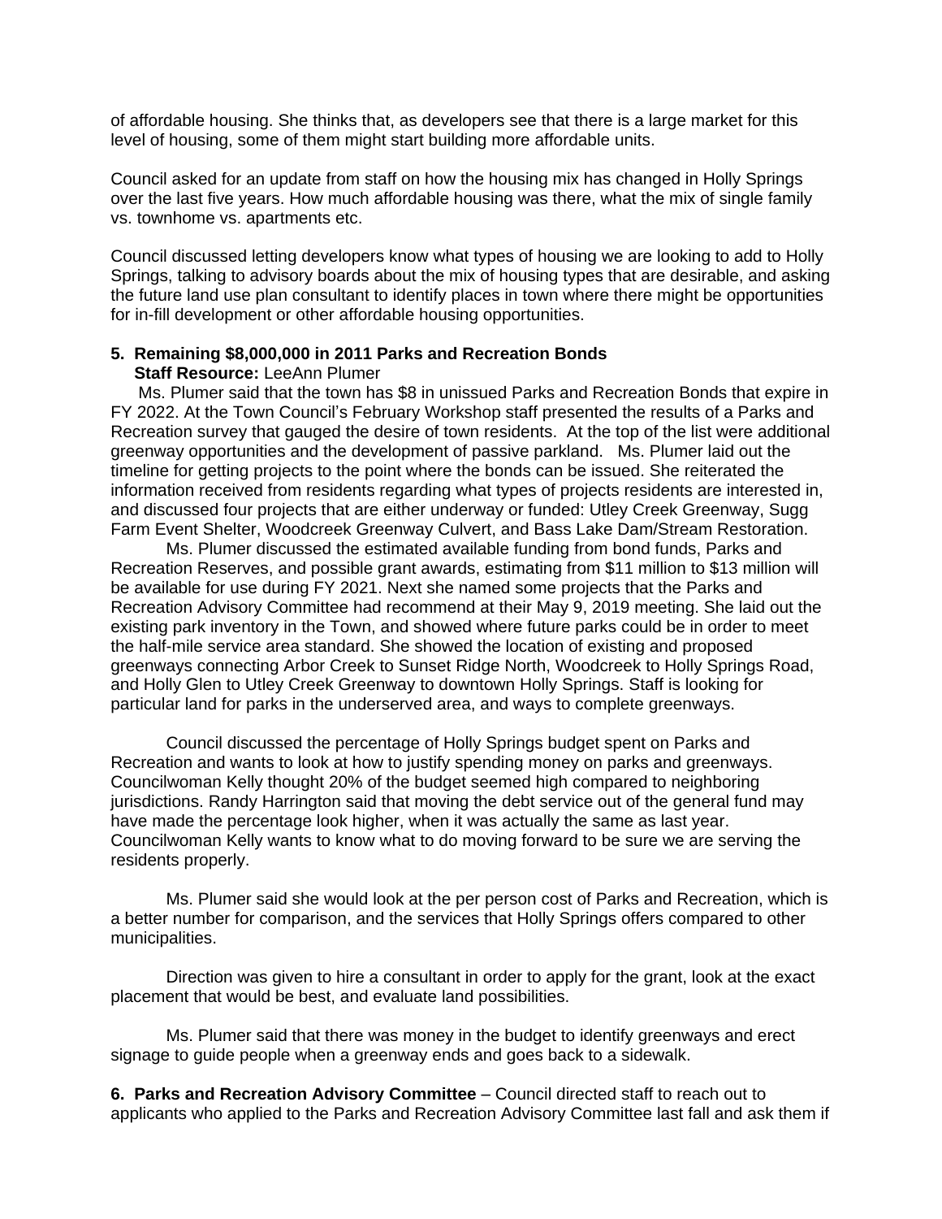of affordable housing. She thinks that, as developers see that there is a large market for this level of housing, some of them might start building more affordable units.

Council asked for an update from staff on how the housing mix has changed in Holly Springs over the last five years. How much affordable housing was there, what the mix of single family vs. townhome vs. apartments etc.

Council discussed letting developers know what types of housing we are looking to add to Holly Springs, talking to advisory boards about the mix of housing types that are desirable, and asking the future land use plan consultant to identify places in town where there might be opportunities for in-fill development or other affordable housing opportunities.

**5. Remaining $8,000,000 in 2011 Parks and Recreation Bonds**
**Staff Resource:** LeeAnn Plumer

Ms. Plumer said that the town has $8 in unissued Parks and Recreation Bonds that expire in FY 2022. At the Town Council's February Workshop staff presented the results of a Parks and Recreation survey that gauged the desire of town residents. At the top of the list were additional greenway opportunities and the development of passive parkland. Ms. Plumer laid out the timeline for getting projects to the point where the bonds can be issued. She reiterated the information received from residents regarding what types of projects residents are interested in, and discussed four projects that are either underway or funded: Utley Creek Greenway, Sugg Farm Event Shelter, Woodcreek Greenway Culvert, and Bass Lake Dam/Stream Restoration.

Ms. Plumer discussed the estimated available funding from bond funds, Parks and Recreation Reserves, and possible grant awards, estimating from $11 million to $13 million will be available for use during FY 2021. Next she named some projects that the Parks and Recreation Advisory Committee had recommend at their May 9, 2019 meeting. She laid out the existing park inventory in the Town, and showed where future parks could be in order to meet the half-mile service area standard. She showed the location of existing and proposed greenways connecting Arbor Creek to Sunset Ridge North, Woodcreek to Holly Springs Road, and Holly Glen to Utley Creek Greenway to downtown Holly Springs. Staff is looking for particular land for parks in the underserved area, and ways to complete greenways.

Council discussed the percentage of Holly Springs budget spent on Parks and Recreation and wants to look at how to justify spending money on parks and greenways. Councilwoman Kelly thought 20% of the budget seemed high compared to neighboring jurisdictions. Randy Harrington said that moving the debt service out of the general fund may have made the percentage look higher, when it was actually the same as last year. Councilwoman Kelly wants to know what to do moving forward to be sure we are serving the residents properly.

Ms. Plumer said she would look at the per person cost of Parks and Recreation, which is a better number for comparison, and the services that Holly Springs offers compared to other municipalities.

Direction was given to hire a consultant in order to apply for the grant, look at the exact placement that would be best, and evaluate land possibilities.

Ms. Plumer said that there was money in the budget to identify greenways and erect signage to guide people when a greenway ends and goes back to a sidewalk.

**6. Parks and Recreation Advisory Committee** – Council directed staff to reach out to applicants who applied to the Parks and Recreation Advisory Committee last fall and ask them if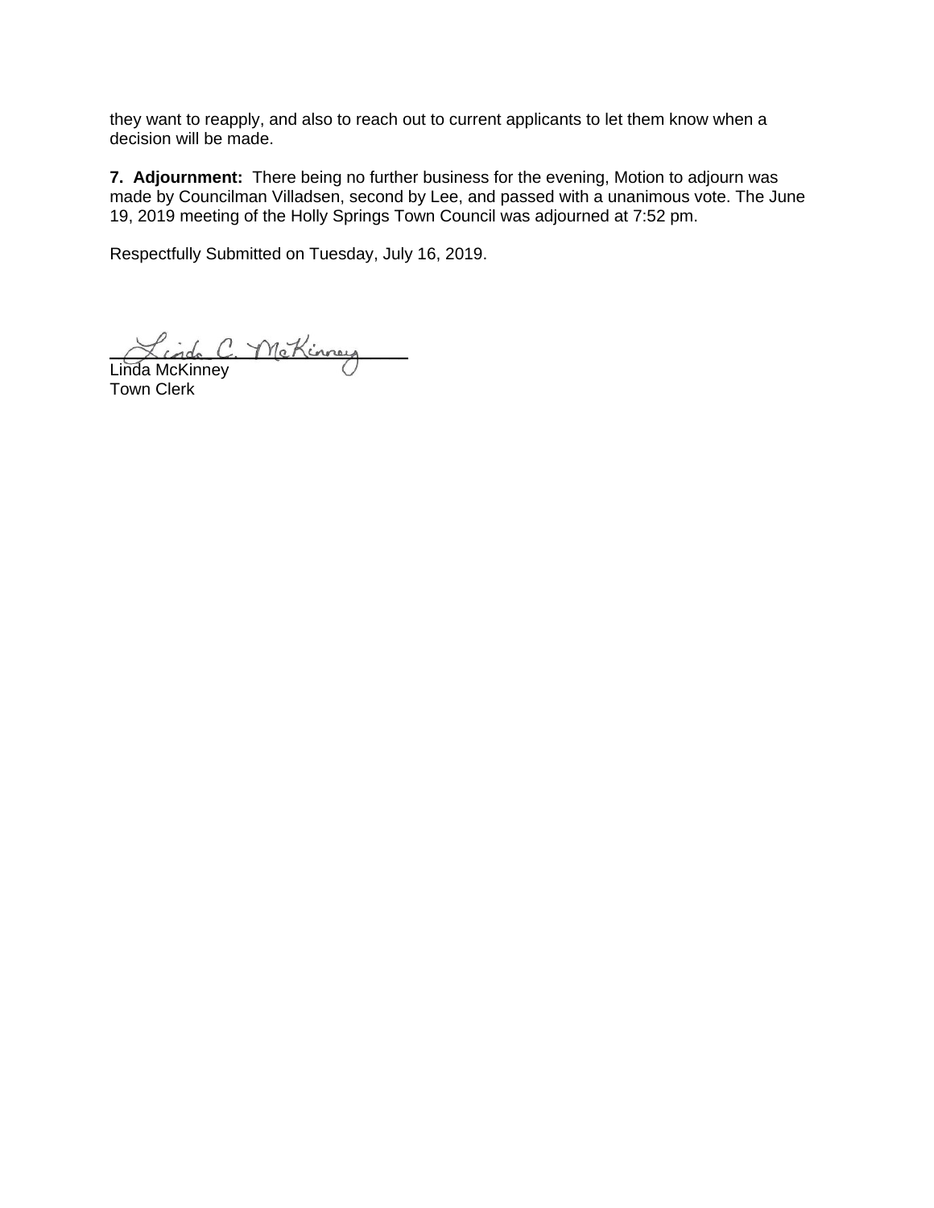they want to reapply, and also to reach out to current applicants to let them know when a decision will be made.

**7. Adjournment:** There being no further business for the evening, Motion to adjourn was made by Councilman Villadsen, second by Lee, and passed with a unanimous vote. The June 19, 2019 meeting of the Holly Springs Town Council was adjourned at 7:52 pm.

Respectfully Submitted on Tuesday, July 16, 2019.

Linda McKinney
Town Clerk